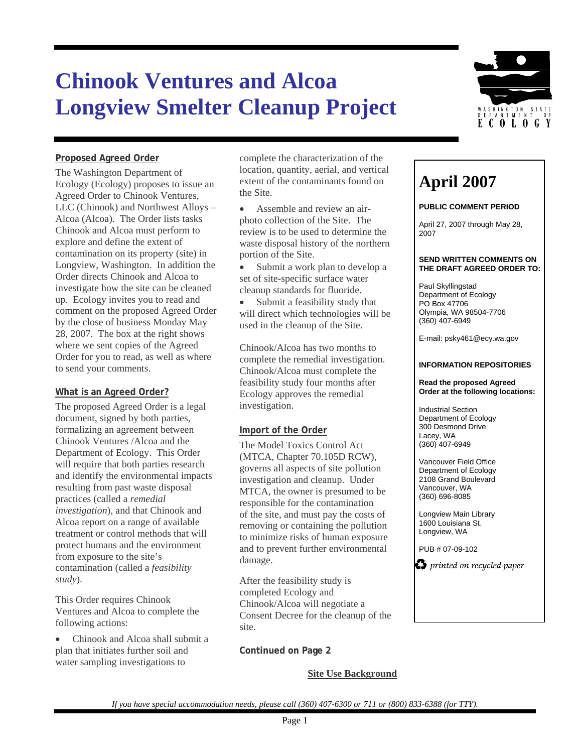# Chinook Ventures and Alcoa Longview Smelter Cleanup Project

## Proposed Agreed Order

The Washington Department of Ecology (Ecology) proposes to issue an Agreed Order to Chinook Ventures, LLC (Chinook) and Northwest Alloys – Alcoa (Alcoa). The Order lists tasks Chinook and Alcoa must perform to explore and define the extent of contamination on its property (site) in Longview, Washington. In addition the Order directs Chinook and Alcoa to investigate how the site can be cleaned up. Ecology invites you to read and comment on the proposed Agreed Order by the close of business Monday May 28, 2007. The box at the right shows where we sent copies of the Agreed Order for you to read, as well as where to send your comments.

## What is an Agreed Order?

The proposed Agreed Order is a legal document, signed by both parties, formalizing an agreement between Chinook Ventures /Alcoa and the Department of Ecology. This Order will require that both parties research and identify the environmental impacts resulting from past waste disposal practices (called a *remedial investigation*), and that Chinook and Alcoa report on a range of available treatment or control methods that will protect humans and the environment from exposure to the site's contamination (called a *feasibility study*).

This Order requires Chinook Ventures and Alcoa to complete the following actions:

- Chinook and Alcoa shall submit a plan that initiates further soil and water sampling investigations to complete the characterization of the location, quantity, aerial, and vertical extent of the contaminants found on the Site.
- Assemble and review an air-photo collection of the Site. The review is to be used to determine the waste disposal history of the northern portion of the Site.
- Submit a work plan to develop a set of site-specific surface water cleanup standards for fluoride.
- Submit a feasibility study that will direct which technologies will be used in the cleanup of the Site.

Chinook/Alcoa has two months to complete the remedial investigation. Chinook/Alcoa must complete the feasibility study four months after Ecology approves the remedial investigation.

## Import of the Order

The Model Toxics Control Act (MTCA, Chapter 70.105D RCW), governs all aspects of site pollution investigation and cleanup. Under MTCA, the owner is presumed to be responsible for the contamination of the site, and must pay the costs of removing or containing the pollution to minimize risks of human exposure and to prevent further environmental damage.

After the feasibility study is completed Ecology and Chinook/Alcoa will negotiate a Consent Decree for the cleanup of the site.

**Continued on Page 2**

**Site Use Background**

---

# April 2007

**PUBLIC COMMENT PERIOD**

April 27, 2007 through May 28, 2007

**SEND WRITTEN COMMENTS ON THE DRAFT AGREED ORDER TO:**

Paul Skyllingstad
Department of Ecology
PO Box 47706
Olympia, WA 98504-7706
(360) 407-6949

E-mail: psky461@ecy.wa.gov

**INFORMATION REPOSITORIES**

**Read the proposed Agreed Order at the following locations:**

Industrial Section
Department of Ecology
300 Desmond Drive
Lacey, WA
(360) 407-6949

Vancouver Field Office
Department of Ecology
2108 Grand Boulevard
Vancouver, WA
(360) 696-8085

Longview Main Library
1600 Louisiana St.
Longview, WA

PUB # 07-09-102

*printed on recycled paper*

---

*If you have special accommodation needs, please call (360) 407-6300 or 711 or (800) 833-6388 (for TTY).*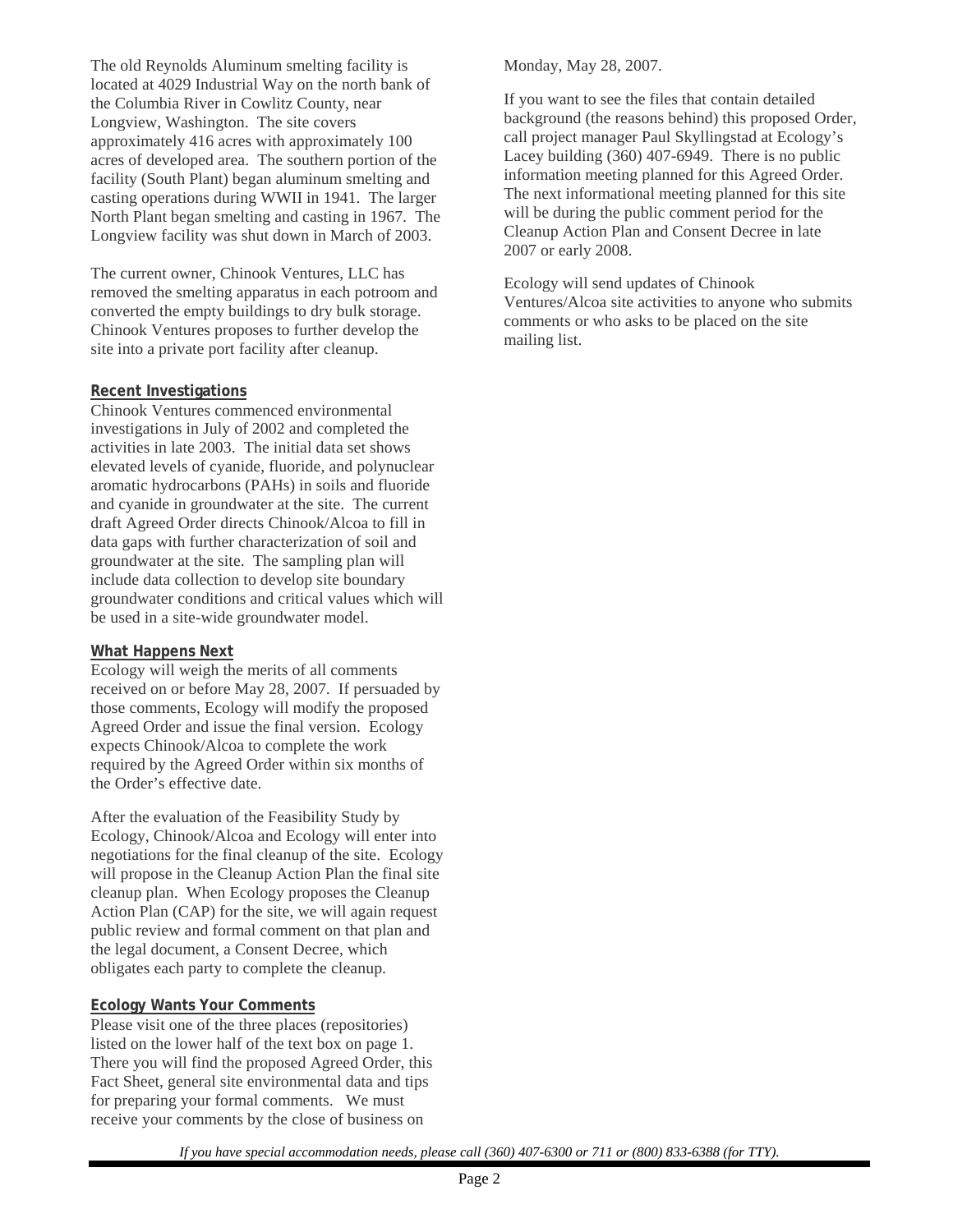The old Reynolds Aluminum smelting facility is located at 4029 Industrial Way on the north bank of the Columbia River in Cowlitz County, near Longview, Washington. The site covers approximately 416 acres with approximately 100 acres of developed area. The southern portion of the facility (South Plant) began aluminum smelting and casting operations during WWII in 1941. The larger North Plant began smelting and casting in 1967. The Longview facility was shut down in March of 2003.

The current owner, Chinook Ventures, LLC has removed the smelting apparatus in each potroom and converted the empty buildings to dry bulk storage. Chinook Ventures proposes to further develop the site into a private port facility after cleanup.

**Recent Investigations**

Chinook Ventures commenced environmental investigations in July of 2002 and completed the activities in late 2003. The initial data set shows elevated levels of cyanide, fluoride, and polynuclear aromatic hydrocarbons (PAHs) in soils and fluoride and cyanide in groundwater at the site. The current draft Agreed Order directs Chinook/Alcoa to fill in data gaps with further characterization of soil and groundwater at the site. The sampling plan will include data collection to develop site boundary groundwater conditions and critical values which will be used in a site-wide groundwater model.

**What Happens Next**

Ecology will weigh the merits of all comments received on or before May 28, 2007. If persuaded by those comments, Ecology will modify the proposed Agreed Order and issue the final version. Ecology expects Chinook/Alcoa to complete the work required by the Agreed Order within six months of the Order's effective date.

After the evaluation of the Feasibility Study by Ecology, Chinook/Alcoa and Ecology will enter into negotiations for the final cleanup of the site. Ecology will propose in the Cleanup Action Plan the final site cleanup plan. When Ecology proposes the Cleanup Action Plan (CAP) for the site, we will again request public review and formal comment on that plan and the legal document, a Consent Decree, which obligates each party to complete the cleanup.

**Ecology Wants Your Comments**

Please visit one of the three places (repositories) listed on the lower half of the text box on page 1. There you will find the proposed Agreed Order, this Fact Sheet, general site environmental data and tips for preparing your formal comments. We must receive your comments by the close of business on Monday, May 28, 2007.

If you want to see the files that contain detailed background (the reasons behind) this proposed Order, call project manager Paul Skyllingstad at Ecology's Lacey building (360) 407-6949. There is no public information meeting planned for this Agreed Order. The next informational meeting planned for this site will be during the public comment period for the Cleanup Action Plan and Consent Decree in late 2007 or early 2008.

Ecology will send updates of Chinook Ventures/Alcoa site activities to anyone who submits comments or who asks to be placed on the site mailing list.

*If you have special accommodation needs, please call (360) 407-6300 or 711 or (800) 833-6388 (for TTY).*